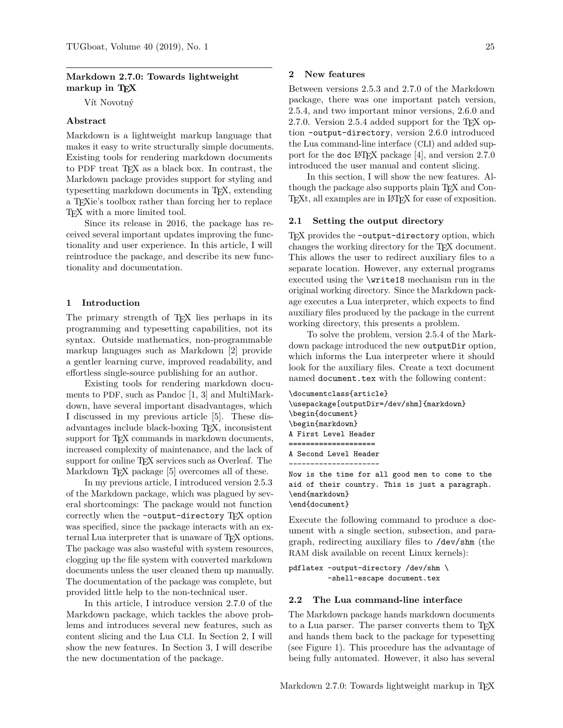# Markdown 2.7.0: Towards lightweight markup in TEX

Vít Novotný

### Abstract

Markdown is a lightweight markup language that makes it easy to write structurally simple documents. Existing tools for rendering markdown documents to PDF treat TEX as a black box. In contrast, the Markdown package provides support for styling and typesetting markdown documents in TEX, extending a TEXie's toolbox rather than forcing her to replace TEX with a more limited tool.

Since its release in 2016, the package has received several important updates improving the functionality and user experience. In this article, I will reintroduce the package, and describe its new functionality and documentation.

## 1 Introduction

The primary strength of TEX lies perhaps in its programming and typesetting capabilities, not its syntax. Outside mathematics, non-programmable markup languages such as Markdown [2] provide a gentler learning curve, improved readability, and effortless single-source publishing for an author.

Existing tools for rendering markdown documents to PDF, such as Pandoc [1, 3] and MultiMarkdown, have several important disadvantages, which I discussed in my previous article [5]. These disadvantages include black-boxing TEX, inconsistent support for TEX commands in markdown documents, increased complexity of maintenance, and the lack of support for online TEX services such as Overleaf. The Markdown TEX package [5] overcomes all of these.

In my previous article, I introduced version 2.5.3 of the Markdown package, which was plagued by several shortcomings: The package would not function correctly when the `-output-directory` TEX option was specified, since the package interacts with an external Lua interpreter that is unaware of TEX options. The package was also wasteful with system resources, clogging up the file system with converted markdown documents unless the user cleaned them up manually. The documentation of the package was complete, but provided little help to the non-technical user.

In this article, I introduce version 2.7.0 of the Markdown package, which tackles the above problems and introduces several new features, such as content slicing and the Lua CLI. In Section 2, I will show the new features. In Section 3, I will describe the new documentation of the package.

## 2 New features

Between versions 2.5.3 and 2.7.0 of the Markdown package, there was one important patch version, 2.5.4, and two important minor versions, 2.6.0 and 2.7.0. Version 2.5.4 added support for the TEX option `-output-directory`, version 2.6.0 introduced the Lua command-line interface (CLI) and added support for the `doc` LATEX package [4], and version 2.7.0 introduced the user manual and content slicing.

In this section, I will show the new features. Although the package also supports plain TEX and ConTEXt, all examples are in LATEX for ease of exposition.

### 2.1 Setting the output directory

TEX provides the `-output-directory` option, which changes the working directory for the TEX document. This allows the user to redirect auxiliary files to a separate location. However, any external programs executed using the `\write18` mechanism run in the original working directory. Since the Markdown package executes a Lua interpreter, which expects to find auxiliary files produced by the package in the current working directory, this presents a problem.

To solve the problem, version 2.5.4 of the Markdown package introduced the new `outputDir` option, which informs the Lua interpreter where it should look for the auxiliary files. Create a text document named `document.tex` with the following content:

```
\documentclass{article}
\usepackage[outputDir=/dev/shm]{markdown}
\begin{document}
\begin{markdown}
A First Level Header
====================
A Second Level Header
---------------------
Now is the time for all good men to come to the
aid of their country. This is just a paragraph.
\end{markdown}
\end{document}
```

Execute the following command to produce a document with a single section, subsection, and paragraph, redirecting auxiliary files to `/dev/shm` (the RAM disk available on recent Linux kernels):

```
pdflatex -output-directory /dev/shm \
         -shell-escape document.tex
```

### 2.2 The Lua command-line interface

The Markdown package hands markdown documents to a Lua parser. The parser converts them to TEX and hands them back to the package for typesetting (see Figure 1). This procedure has the advantage of being fully automated. However, it also has several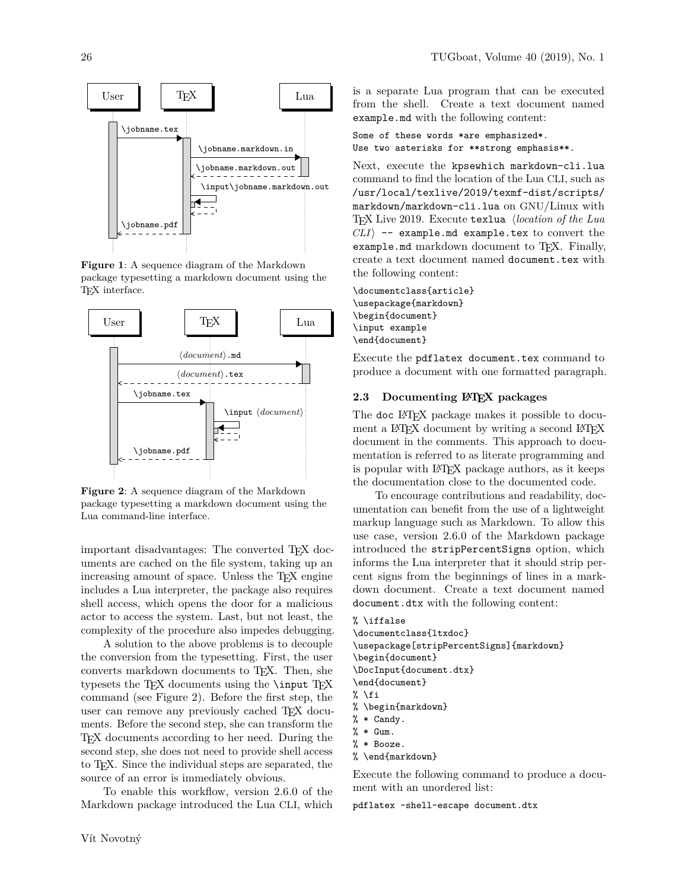**Figure 1**: A sequence diagram of the Markdown package typesetting a markdown document using the TeX interface.

**Figure 2**: A sequence diagram of the Markdown package typesetting a markdown document using the Lua command-line interface.

important disadvantages: The converted TeX documents are cached on the file system, taking up an increasing amount of space. Unless the TeX engine includes a Lua interpreter, the package also requires shell access, which opens the door for a malicious actor to access the system. Last, but not least, the complexity of the procedure also impedes debugging.

A solution to the above problems is to decouple the conversion from the typesetting. First, the user converts markdown documents to TeX. Then, she typesets the TeX documents using the `\input` TeX command (see Figure 2). Before the first step, the user can remove any previously cached TeX documents. Before the second step, she can transform the TeX documents according to her need. During the second step, she does not need to provide shell access to TeX. Since the individual steps are separated, the source of an error is immediately obvious.

To enable this workflow, version 2.6.0 of the Markdown package introduced the Lua CLI, which is a separate Lua program that can be executed from the shell. Create a text document named `example.md` with the following content:

```
Some of these words *are emphasized*.
Use two asterisks for **strong emphasis**.
```

Next, execute the `kpsewhich markdown-cli.lua` command to find the location of the Lua CLI, such as `/usr/local/texlive/2019/texmf-dist/scripts/markdown/markdown-cli.lua` on GNU/Linux with TeX Live 2019. Execute `texlua` ⟨*location of the Lua CLI*⟩ `-- example.md example.tex` to convert the `example.md` markdown document to TeX. Finally, create a text document named `document.tex` with the following content:

```
\documentclass{article}
\usepackage{markdown}
\begin{document}
\input example
\end{document}
```

Execute the `pdflatex document.tex` command to produce a document with one formatted paragraph.

### 2.3 Documenting LaTeX packages

The `doc` LaTeX package makes it possible to document a LaTeX document by writing a second LaTeX document in the comments. This approach to documentation is referred to as literate programming and is popular with LaTeX package authors, as it keeps the documentation close to the documented code.

To encourage contributions and readability, documentation can benefit from the use of a lightweight markup language such as Markdown. To allow this use case, version 2.6.0 of the Markdown package introduced the `stripPercentSigns` option, which informs the Lua interpreter that it should strip percent signs from the beginnings of lines in a markdown document. Create a text document named `document.dtx` with the following content:

```
% \iffalse
\documentclass{ltxdoc}
\usepackage[stripPercentSigns]{markdown}
\begin{document}
\DocInput{document.dtx}
\end{document}
% \fi
% \begin{markdown}
% * Candy.
% * Gum.
% * Booze.
% \end{markdown}
```

Execute the following command to produce a document with an unordered list:

```
pdflatex -shell-escape document.dtx
```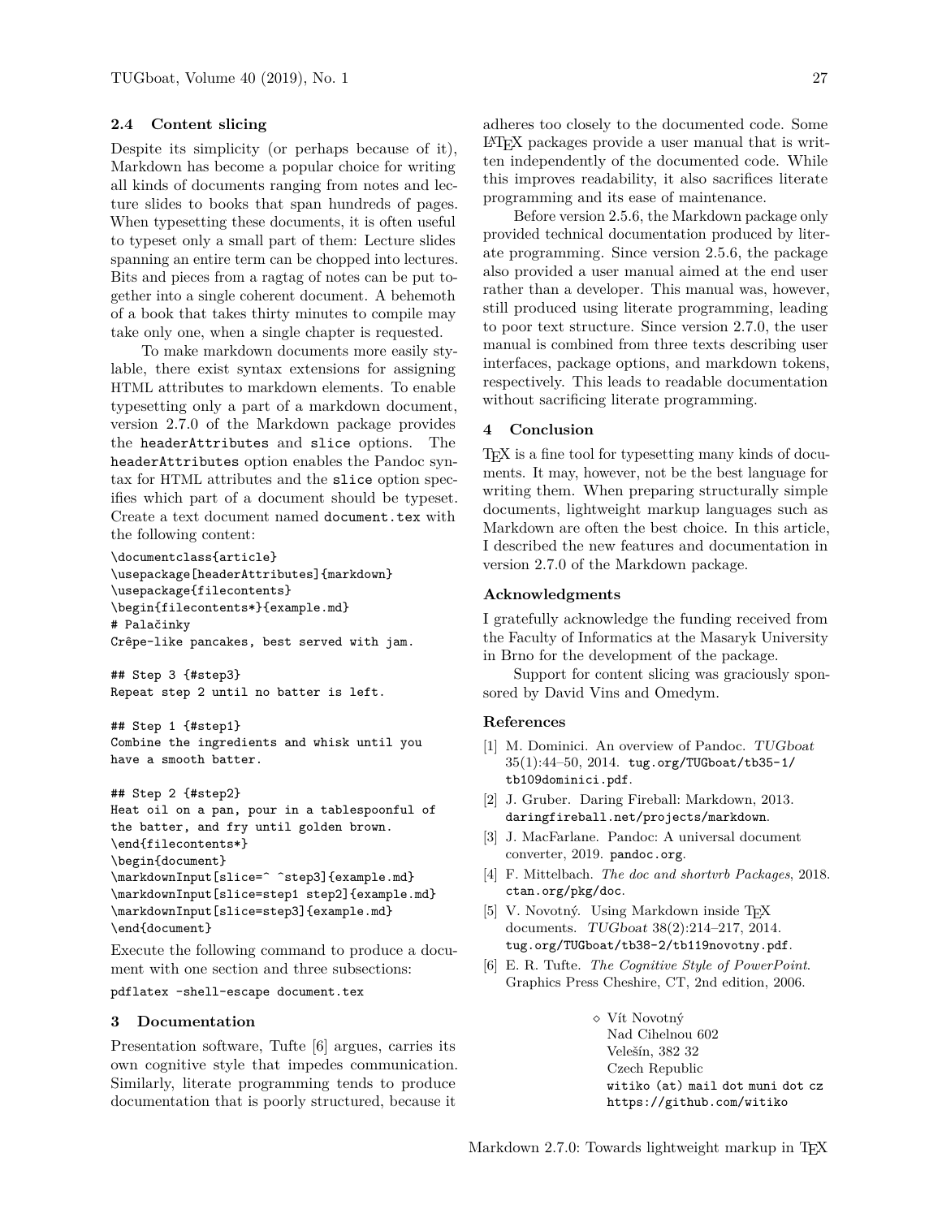### 2.4 Content slicing

Despite its simplicity (or perhaps because of it), Markdown has become a popular choice for writing all kinds of documents ranging from notes and lecture slides to books that span hundreds of pages. When typesetting these documents, it is often useful to typeset only a small part of them: Lecture slides spanning an entire term can be chopped into lectures. Bits and pieces from a ragtag of notes can be put together into a single coherent document. A behemoth of a book that takes thirty minutes to compile may take only one, when a single chapter is requested.

To make markdown documents more easily stylable, there exist syntax extensions for assigning HTML attributes to markdown elements. To enable typesetting only a part of a markdown document, version 2.7.0 of the Markdown package provides the `headerAttributes` and `slice` options. The `headerAttributes` option enables the Pandoc syntax for HTML attributes and the `slice` option specifies which part of a document should be typeset. Create a text document named `document.tex` with the following content:

```
\documentclass{article}
\usepackage[headerAttributes]{markdown}
\usepackage{filecontents}
\begin{filecontents*}{example.md}
# Palačinky
Crêpe-like pancakes, best served with jam.

## Step 3 {#step3}
Repeat step 2 until no batter is left.

## Step 1 {#step1}
Combine the ingredients and whisk until you
have a smooth batter.

## Step 2 {#step2}
Heat oil on a pan, pour in a tablespoonful of
the batter, and fry until golden brown.
\end{filecontents*}
\begin{document}
\markdownInput[slice=^ ^step3]{example.md}
\markdownInput[slice=step1 step2]{example.md}
\markdownInput[slice=step3]{example.md}
\end{document}
```

Execute the following command to produce a document with one section and three subsections:

```
pdflatex -shell-escape document.tex
```

## 3 Documentation

Presentation software, Tufte [6] argues, carries its own cognitive style that impedes communication. Similarly, literate programming tends to produce documentation that is poorly structured, because it adheres too closely to the documented code. Some LaTeX packages provide a user manual that is written independently of the documented code. While this improves readability, it also sacrifices literate programming and its ease of maintenance.

Before version 2.5.6, the Markdown package only provided technical documentation produced by literate programming. Since version 2.5.6, the package also provided a user manual aimed at the end user rather than a developer. This manual was, however, still produced using literate programming, leading to poor text structure. Since version 2.7.0, the user manual is combined from three texts describing user interfaces, package options, and markdown tokens, respectively. This leads to readable documentation without sacrificing literate programming.

## 4 Conclusion

TeX is a fine tool for typesetting many kinds of documents. It may, however, not be the best language for writing them. When preparing structurally simple documents, lightweight markup languages such as Markdown are often the best choice. In this article, I described the new features and documentation in version 2.7.0 of the Markdown package.

### Acknowledgments

I gratefully acknowledge the funding received from the Faculty of Informatics at the Masaryk University in Brno for the development of the package.

Support for content slicing was graciously sponsored by David Vins and Omedym.

### References

[1] M. Dominici. An overview of Pandoc. *TUGboat* 35(1):44–50, 2014. `tug.org/TUGboat/tb35-1/tb109dominici.pdf`.

[2] J. Gruber. Daring Fireball: Markdown, 2013. `daringfireball.net/projects/markdown`.

[3] J. MacFarlane. Pandoc: A universal document converter, 2019. `pandoc.org`.

[4] F. Mittelbach. *The doc and shortvrb Packages*, 2018. `ctan.org/pkg/doc`.

[5] V. Novotný. Using Markdown inside TeX documents. *TUGboat* 38(2):214–217, 2014. `tug.org/TUGboat/tb38-2/tb119novotny.pdf`.

[6] E. R. Tufte. *The Cognitive Style of PowerPoint*. Graphics Press Cheshire, CT, 2nd edition, 2006.

◇ Vít Novotný
Nad Cihelnou 602
Velešín, 382 32
Czech Republic
`witiko (at) mail dot muni dot cz`
`https://github.com/witiko`